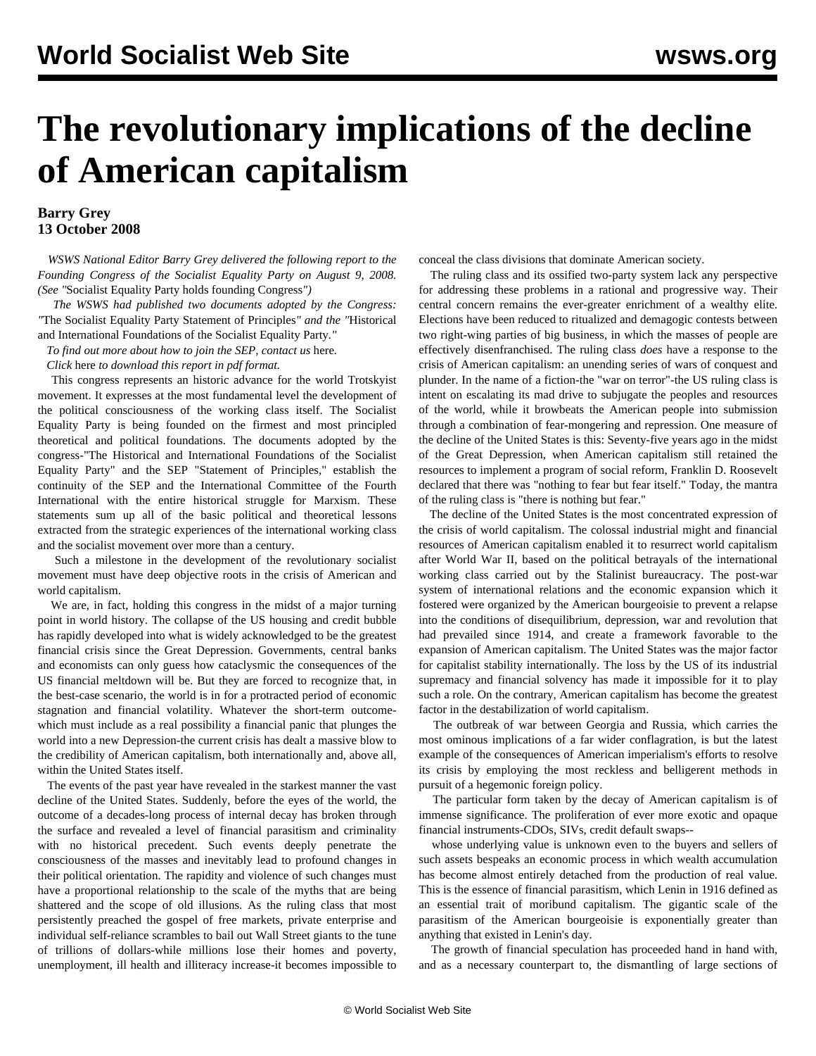# The revolutionary implications of the decline of American capitalism

**Barry Grey**
**13 October 2008**

*WSWS National Editor Barry Grey delivered the following report to the Founding Congress of the Socialist Equality Party on August 9, 2008. (See "*Socialist Equality Party holds founding Congress*")*

*The WSWS had published two documents adopted by the Congress: "*The Socialist Equality Party Statement of Principles*" and the "*Historical and International Foundations of the Socialist Equality Party*."*

*To find out more about how to join the SEP, contact us* here*.*

*Click* here *to download this report in pdf format.*

This congress represents an historic advance for the world Trotskyist movement. It expresses at the most fundamental level the development of the political consciousness of the working class itself. The Socialist Equality Party is being founded on the firmest and most principled theoretical and political foundations. The documents adopted by the congress-"The Historical and International Foundations of the Socialist Equality Party" and the SEP "Statement of Principles," establish the continuity of the SEP and the International Committee of the Fourth International with the entire historical struggle for Marxism. These statements sum up all of the basic political and theoretical lessons extracted from the strategic experiences of the international working class and the socialist movement over more than a century.

Such a milestone in the development of the revolutionary socialist movement must have deep objective roots in the crisis of American and world capitalism.

We are, in fact, holding this congress in the midst of a major turning point in world history. The collapse of the US housing and credit bubble has rapidly developed into what is widely acknowledged to be the greatest financial crisis since the Great Depression. Governments, central banks and economists can only guess how cataclysmic the consequences of the US financial meltdown will be. But they are forced to recognize that, in the best-case scenario, the world is in for a protracted period of economic stagnation and financial volatility. Whatever the short-term outcome-which must include as a real possibility a financial panic that plunges the world into a new Depression-the current crisis has dealt a massive blow to the credibility of American capitalism, both internationally and, above all, within the United States itself.

The events of the past year have revealed in the starkest manner the vast decline of the United States. Suddenly, before the eyes of the world, the outcome of a decades-long process of internal decay has broken through the surface and revealed a level of financial parasitism and criminality with no historical precedent. Such events deeply penetrate the consciousness of the masses and inevitably lead to profound changes in their political orientation. The rapidity and violence of such changes must have a proportional relationship to the scale of the myths that are being shattered and the scope of old illusions. As the ruling class that most persistently preached the gospel of free markets, private enterprise and individual self-reliance scrambles to bail out Wall Street giants to the tune of trillions of dollars-while millions lose their homes and poverty, unemployment, ill health and illiteracy increase-it becomes impossible to conceal the class divisions that dominate American society.

The ruling class and its ossified two-party system lack any perspective for addressing these problems in a rational and progressive way. Their central concern remains the ever-greater enrichment of a wealthy elite. Elections have been reduced to ritualized and demagogic contests between two right-wing parties of big business, in which the masses of people are effectively disenfranchised. The ruling class *does* have a response to the crisis of American capitalism: an unending series of wars of conquest and plunder. In the name of a fiction-the "war on terror"-the US ruling class is intent on escalating its mad drive to subjugate the peoples and resources of the world, while it browbeats the American people into submission through a combination of fear-mongering and repression. One measure of the decline of the United States is this: Seventy-five years ago in the midst of the Great Depression, when American capitalism still retained the resources to implement a program of social reform, Franklin D. Roosevelt declared that there was "nothing to fear but fear itself." Today, the mantra of the ruling class is "there is nothing but fear."

The decline of the United States is the most concentrated expression of the crisis of world capitalism. The colossal industrial might and financial resources of American capitalism enabled it to resurrect world capitalism after World War II, based on the political betrayals of the international working class carried out by the Stalinist bureaucracy. The post-war system of international relations and the economic expansion which it fostered were organized by the American bourgeoisie to prevent a relapse into the conditions of disequilibrium, depression, war and revolution that had prevailed since 1914, and create a framework favorable to the expansion of American capitalism. The United States was the major factor for capitalist stability internationally. The loss by the US of its industrial supremacy and financial solvency has made it impossible for it to play such a role. On the contrary, American capitalism has become the greatest factor in the destabilization of world capitalism.

The outbreak of war between Georgia and Russia, which carries the most ominous implications of a far wider conflagration, is but the latest example of the consequences of American imperialism's efforts to resolve its crisis by employing the most reckless and belligerent methods in pursuit of a hegemonic foreign policy.

The particular form taken by the decay of American capitalism is of immense significance. The proliferation of ever more exotic and opaque financial instruments-CDOs, SIVs, credit default swaps--

whose underlying value is unknown even to the buyers and sellers of such assets bespeaks an economic process in which wealth accumulation has become almost entirely detached from the production of real value. This is the essence of financial parasitism, which Lenin in 1916 defined as an essential trait of moribund capitalism. The gigantic scale of the parasitism of the American bourgeoisie is exponentially greater than anything that existed in Lenin's day.

The growth of financial speculation has proceeded hand in hand with, and as a necessary counterpart to, the dismantling of large sections of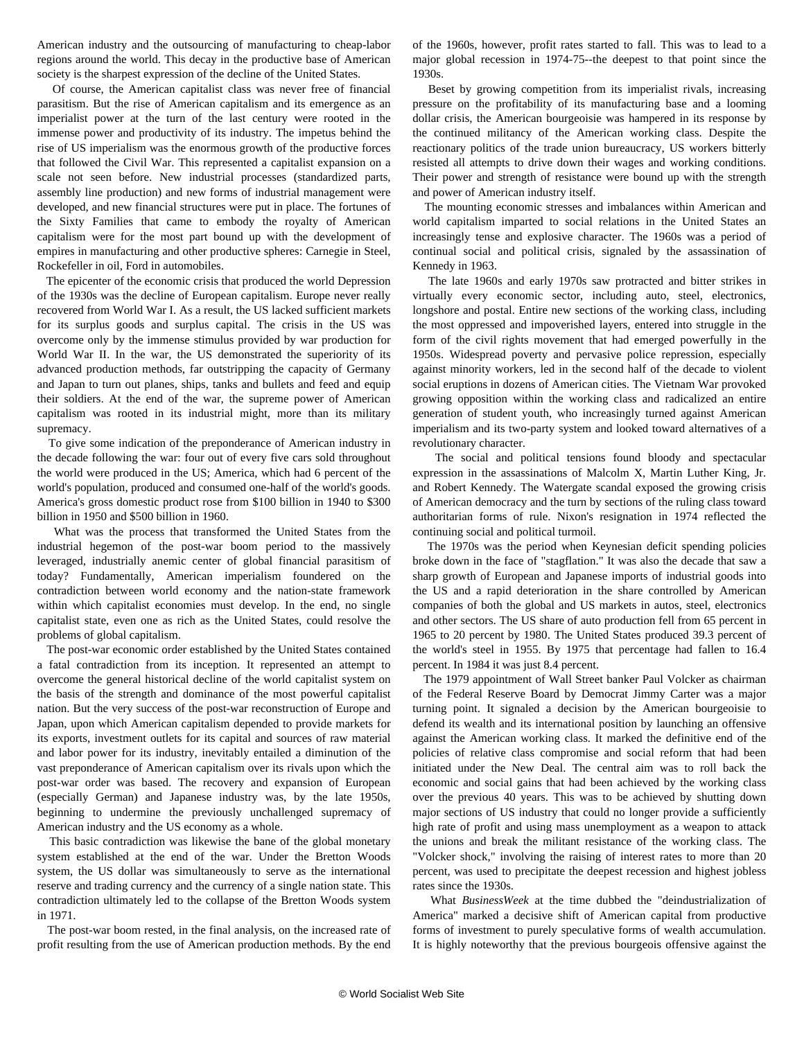American industry and the outsourcing of manufacturing to cheap-labor regions around the world. This decay in the productive base of American society is the sharpest expression of the decline of the United States.

Of course, the American capitalist class was never free of financial parasitism. But the rise of American capitalism and its emergence as an imperialist power at the turn of the last century were rooted in the immense power and productivity of its industry. The impetus behind the rise of US imperialism was the enormous growth of the productive forces that followed the Civil War. This represented a capitalist expansion on a scale not seen before. New industrial processes (standardized parts, assembly line production) and new forms of industrial management were developed, and new financial structures were put in place. The fortunes of the Sixty Families that came to embody the royalty of American capitalism were for the most part bound up with the development of empires in manufacturing and other productive spheres: Carnegie in Steel, Rockefeller in oil, Ford in automobiles.

The epicenter of the economic crisis that produced the world Depression of the 1930s was the decline of European capitalism. Europe never really recovered from World War I. As a result, the US lacked sufficient markets for its surplus goods and surplus capital. The crisis in the US was overcome only by the immense stimulus provided by war production for World War II. In the war, the US demonstrated the superiority of its advanced production methods, far outstripping the capacity of Germany and Japan to turn out planes, ships, tanks and bullets and feed and equip their soldiers. At the end of the war, the supreme power of American capitalism was rooted in its industrial might, more than its military supremacy.

To give some indication of the preponderance of American industry in the decade following the war: four out of every five cars sold throughout the world were produced in the US; America, which had 6 percent of the world's population, produced and consumed one-half of the world's goods. America's gross domestic product rose from $100 billion in 1940 to $300 billion in 1950 and $500 billion in 1960.

What was the process that transformed the United States from the industrial hegemon of the post-war boom period to the massively leveraged, industrially anemic center of global financial parasitism of today? Fundamentally, American imperialism foundered on the contradiction between world economy and the nation-state framework within which capitalist economies must develop. In the end, no single capitalist state, even one as rich as the United States, could resolve the problems of global capitalism.

The post-war economic order established by the United States contained a fatal contradiction from its inception. It represented an attempt to overcome the general historical decline of the world capitalist system on the basis of the strength and dominance of the most powerful capitalist nation. But the very success of the post-war reconstruction of Europe and Japan, upon which American capitalism depended to provide markets for its exports, investment outlets for its capital and sources of raw material and labor power for its industry, inevitably entailed a diminution of the vast preponderance of American capitalism over its rivals upon which the post-war order was based. The recovery and expansion of European (especially German) and Japanese industry was, by the late 1950s, beginning to undermine the previously unchallenged supremacy of American industry and the US economy as a whole.

This basic contradiction was likewise the bane of the global monetary system established at the end of the war. Under the Bretton Woods system, the US dollar was simultaneously to serve as the international reserve and trading currency and the currency of a single nation state. This contradiction ultimately led to the collapse of the Bretton Woods system in 1971.

The post-war boom rested, in the final analysis, on the increased rate of profit resulting from the use of American production methods. By the end of the 1960s, however, profit rates started to fall. This was to lead to a major global recession in 1974-75--the deepest to that point since the 1930s.

Beset by growing competition from its imperialist rivals, increasing pressure on the profitability of its manufacturing base and a looming dollar crisis, the American bourgeoisie was hampered in its response by the continued militancy of the American working class. Despite the reactionary politics of the trade union bureaucracy, US workers bitterly resisted all attempts to drive down their wages and working conditions. Their power and strength of resistance were bound up with the strength and power of American industry itself.

The mounting economic stresses and imbalances within American and world capitalism imparted to social relations in the United States an increasingly tense and explosive character. The 1960s was a period of continual social and political crisis, signaled by the assassination of Kennedy in 1963.

The late 1960s and early 1970s saw protracted and bitter strikes in virtually every economic sector, including auto, steel, electronics, longshore and postal. Entire new sections of the working class, including the most oppressed and impoverished layers, entered into struggle in the form of the civil rights movement that had emerged powerfully in the 1950s. Widespread poverty and pervasive police repression, especially against minority workers, led in the second half of the decade to violent social eruptions in dozens of American cities. The Vietnam War provoked growing opposition within the working class and radicalized an entire generation of student youth, who increasingly turned against American imperialism and its two-party system and looked toward alternatives of a revolutionary character.

The social and political tensions found bloody and spectacular expression in the assassinations of Malcolm X, Martin Luther King, Jr. and Robert Kennedy. The Watergate scandal exposed the growing crisis of American democracy and the turn by sections of the ruling class toward authoritarian forms of rule. Nixon's resignation in 1974 reflected the continuing social and political turmoil.

The 1970s was the period when Keynesian deficit spending policies broke down in the face of "stagflation." It was also the decade that saw a sharp growth of European and Japanese imports of industrial goods into the US and a rapid deterioration in the share controlled by American companies of both the global and US markets in autos, steel, electronics and other sectors. The US share of auto production fell from 65 percent in 1965 to 20 percent by 1980. The United States produced 39.3 percent of the world's steel in 1955. By 1975 that percentage had fallen to 16.4 percent. In 1984 it was just 8.4 percent.

The 1979 appointment of Wall Street banker Paul Volcker as chairman of the Federal Reserve Board by Democrat Jimmy Carter was a major turning point. It signaled a decision by the American bourgeoisie to defend its wealth and its international position by launching an offensive against the American working class. It marked the definitive end of the policies of relative class compromise and social reform that had been initiated under the New Deal. The central aim was to roll back the economic and social gains that had been achieved by the working class over the previous 40 years. This was to be achieved by shutting down major sections of US industry that could no longer provide a sufficiently high rate of profit and using mass unemployment as a weapon to attack the unions and break the militant resistance of the working class. The "Volcker shock," involving the raising of interest rates to more than 20 percent, was used to precipitate the deepest recession and highest jobless rates since the 1930s.

What *BusinessWeek* at the time dubbed the "deindustrialization of America" marked a decisive shift of American capital from productive forms of investment to purely speculative forms of wealth accumulation. It is highly noteworthy that the previous bourgeois offensive against the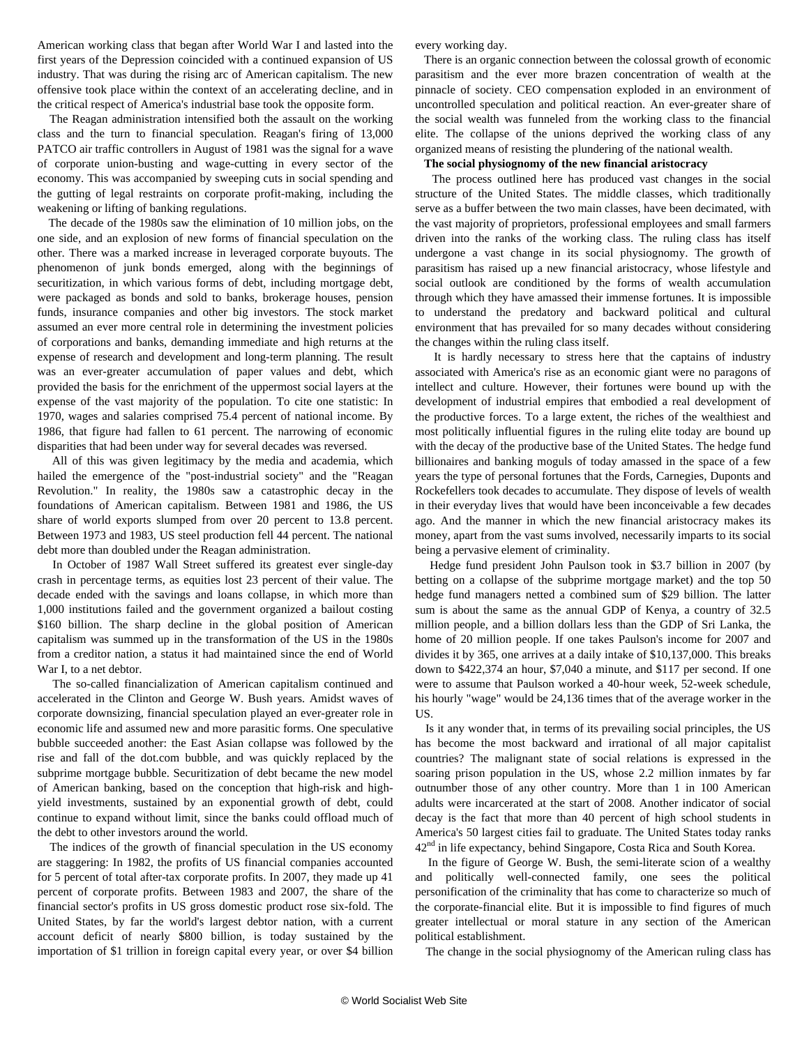American working class that began after World War I and lasted into the first years of the Depression coincided with a continued expansion of US industry. That was during the rising arc of American capitalism. The new offensive took place within the context of an accelerating decline, and in the critical respect of America's industrial base took the opposite form.

The Reagan administration intensified both the assault on the working class and the turn to financial speculation. Reagan's firing of 13,000 PATCO air traffic controllers in August of 1981 was the signal for a wave of corporate union-busting and wage-cutting in every sector of the economy. This was accompanied by sweeping cuts in social spending and the gutting of legal restraints on corporate profit-making, including the weakening or lifting of banking regulations.

The decade of the 1980s saw the elimination of 10 million jobs, on the one side, and an explosion of new forms of financial speculation on the other. There was a marked increase in leveraged corporate buyouts. The phenomenon of junk bonds emerged, along with the beginnings of securitization, in which various forms of debt, including mortgage debt, were packaged as bonds and sold to banks, brokerage houses, pension funds, insurance companies and other big investors. The stock market assumed an ever more central role in determining the investment policies of corporations and banks, demanding immediate and high returns at the expense of research and development and long-term planning. The result was an ever-greater accumulation of paper values and debt, which provided the basis for the enrichment of the uppermost social layers at the expense of the vast majority of the population. To cite one statistic: In 1970, wages and salaries comprised 75.4 percent of national income. By 1986, that figure had fallen to 61 percent. The narrowing of economic disparities that had been under way for several decades was reversed.

All of this was given legitimacy by the media and academia, which hailed the emergence of the "post-industrial society" and the "Reagan Revolution." In reality, the 1980s saw a catastrophic decay in the foundations of American capitalism. Between 1981 and 1986, the US share of world exports slumped from over 20 percent to 13.8 percent. Between 1973 and 1983, US steel production fell 44 percent. The national debt more than doubled under the Reagan administration.

In October of 1987 Wall Street suffered its greatest ever single-day crash in percentage terms, as equities lost 23 percent of their value. The decade ended with the savings and loans collapse, in which more than 1,000 institutions failed and the government organized a bailout costing $160 billion. The sharp decline in the global position of American capitalism was summed up in the transformation of the US in the 1980s from a creditor nation, a status it had maintained since the end of World War I, to a net debtor.

The so-called financialization of American capitalism continued and accelerated in the Clinton and George W. Bush years. Amidst waves of corporate downsizing, financial speculation played an ever-greater role in economic life and assumed new and more parasitic forms. One speculative bubble succeeded another: the East Asian collapse was followed by the rise and fall of the dot.com bubble, and was quickly replaced by the subprime mortgage bubble. Securitization of debt became the new model of American banking, based on the conception that high-risk and high-yield investments, sustained by an exponential growth of debt, could continue to expand without limit, since the banks could offload much of the debt to other investors around the world.

The indices of the growth of financial speculation in the US economy are staggering: In 1982, the profits of US financial companies accounted for 5 percent of total after-tax corporate profits. In 2007, they made up 41 percent of corporate profits. Between 1983 and 2007, the share of the financial sector's profits in US gross domestic product rose six-fold. The United States, by far the world's largest debtor nation, with a current account deficit of nearly $800 billion, is today sustained by the importation of $1 trillion in foreign capital every year, or over $4 billion every working day.

There is an organic connection between the colossal growth of economic parasitism and the ever more brazen concentration of wealth at the pinnacle of society. CEO compensation exploded in an environment of uncontrolled speculation and political reaction. An ever-greater share of the social wealth was funneled from the working class to the financial elite. The collapse of the unions deprived the working class of any organized means of resisting the plundering of the national wealth.

**The social physiognomy of the new financial aristocracy**

The process outlined here has produced vast changes in the social structure of the United States. The middle classes, which traditionally serve as a buffer between the two main classes, have been decimated, with the vast majority of proprietors, professional employees and small farmers driven into the ranks of the working class. The ruling class has itself undergone a vast change in its social physiognomy. The growth of parasitism has raised up a new financial aristocracy, whose lifestyle and social outlook are conditioned by the forms of wealth accumulation through which they have amassed their immense fortunes. It is impossible to understand the predatory and backward political and cultural environment that has prevailed for so many decades without considering the changes within the ruling class itself.

It is hardly necessary to stress here that the captains of industry associated with America's rise as an economic giant were no paragons of intellect and culture. However, their fortunes were bound up with the development of industrial empires that embodied a real development of the productive forces. To a large extent, the riches of the wealthiest and most politically influential figures in the ruling elite today are bound up with the decay of the productive base of the United States. The hedge fund billionaires and banking moguls of today amassed in the space of a few years the type of personal fortunes that the Fords, Carnegies, Duponts and Rockefellers took decades to accumulate. They dispose of levels of wealth in their everyday lives that would have been inconceivable a few decades ago. And the manner in which the new financial aristocracy makes its money, apart from the vast sums involved, necessarily imparts to its social being a pervasive element of criminality.

Hedge fund president John Paulson took in $3.7 billion in 2007 (by betting on a collapse of the subprime mortgage market) and the top 50 hedge fund managers netted a combined sum of $29 billion. The latter sum is about the same as the annual GDP of Kenya, a country of 32.5 million people, and a billion dollars less than the GDP of Sri Lanka, the home of 20 million people. If one takes Paulson's income for 2007 and divides it by 365, one arrives at a daily intake of $10,137,000. This breaks down to $422,374 an hour, $7,040 a minute, and $117 per second. If one were to assume that Paulson worked a 40-hour week, 52-week schedule, his hourly "wage" would be 24,136 times that of the average worker in the US.

Is it any wonder that, in terms of its prevailing social principles, the US has become the most backward and irrational of all major capitalist countries? The malignant state of social relations is expressed in the soaring prison population in the US, whose 2.2 million inmates by far outnumber those of any other country. More than 1 in 100 American adults were incarcerated at the start of 2008. Another indicator of social decay is the fact that more than 40 percent of high school students in America's 50 largest cities fail to graduate. The United States today ranks 42nd in life expectancy, behind Singapore, Costa Rica and South Korea.

In the figure of George W. Bush, the semi-literate scion of a wealthy and politically well-connected family, one sees the political personification of the criminality that has come to characterize so much of the corporate-financial elite. But it is impossible to find figures of much greater intellectual or moral stature in any section of the American political establishment.

The change in the social physiognomy of the American ruling class has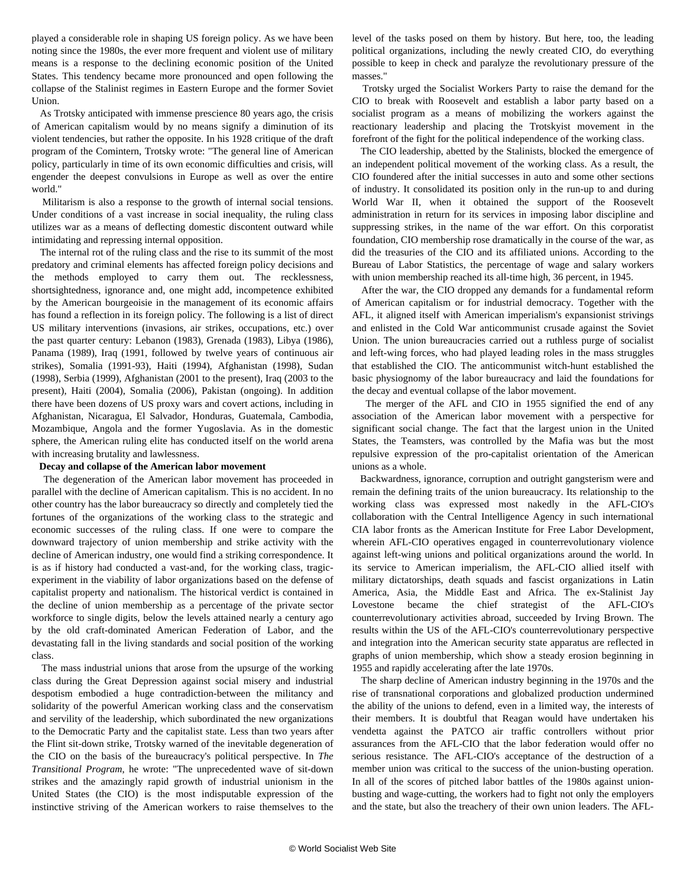played a considerable role in shaping US foreign policy. As we have been noting since the 1980s, the ever more frequent and violent use of military means is a response to the declining economic position of the United States. This tendency became more pronounced and open following the collapse of the Stalinist regimes in Eastern Europe and the former Soviet Union.

As Trotsky anticipated with immense prescience 80 years ago, the crisis of American capitalism would by no means signify a diminution of its violent tendencies, but rather the opposite. In his 1928 critique of the draft program of the Comintern, Trotsky wrote: "The general line of American policy, particularly in time of its own economic difficulties and crisis, will engender the deepest convulsions in Europe as well as over the entire world."

Militarism is also a response to the growth of internal social tensions. Under conditions of a vast increase in social inequality, the ruling class utilizes war as a means of deflecting domestic discontent outward while intimidating and repressing internal opposition.

The internal rot of the ruling class and the rise to its summit of the most predatory and criminal elements has affected foreign policy decisions and the methods employed to carry them out. The recklessness, shortsightedness, ignorance and, one might add, incompetence exhibited by the American bourgeoisie in the management of its economic affairs has found a reflection in its foreign policy. The following is a list of direct US military interventions (invasions, air strikes, occupations, etc.) over the past quarter century: Lebanon (1983), Grenada (1983), Libya (1986), Panama (1989), Iraq (1991, followed by twelve years of continuous air strikes), Somalia (1991-93), Haiti (1994), Afghanistan (1998), Sudan (1998), Serbia (1999), Afghanistan (2001 to the present), Iraq (2003 to the present), Haiti (2004), Somalia (2006), Pakistan (ongoing). In addition there have been dozens of US proxy wars and covert actions, including in Afghanistan, Nicaragua, El Salvador, Honduras, Guatemala, Cambodia, Mozambique, Angola and the former Yugoslavia. As in the domestic sphere, the American ruling elite has conducted itself on the world arena with increasing brutality and lawlessness.

**Decay and collapse of the American labor movement**

The degeneration of the American labor movement has proceeded in parallel with the decline of American capitalism. This is no accident. In no other country has the labor bureaucracy so directly and completely tied the fortunes of the organizations of the working class to the strategic and economic successes of the ruling class. If one were to compare the downward trajectory of union membership and strike activity with the decline of American industry, one would find a striking correspondence. It is as if history had conducted a vast-and, for the working class, tragic-experiment in the viability of labor organizations based on the defense of capitalist property and nationalism. The historical verdict is contained in the decline of union membership as a percentage of the private sector workforce to single digits, below the levels attained nearly a century ago by the old craft-dominated American Federation of Labor, and the devastating fall in the living standards and social position of the working class.

The mass industrial unions that arose from the upsurge of the working class during the Great Depression against social misery and industrial despotism embodied a huge contradiction-between the militancy and solidarity of the powerful American working class and the conservatism and servility of the leadership, which subordinated the new organizations to the Democratic Party and the capitalist state. Less than two years after the Flint sit-down strike, Trotsky warned of the inevitable degeneration of the CIO on the basis of the bureaucracy's political perspective. In *The Transitional Program*, he wrote: "The unprecedented wave of sit-down strikes and the amazingly rapid growth of industrial unionism in the United States (the CIO) is the most indisputable expression of the instinctive striving of the American workers to raise themselves to the level of the tasks posed on them by history. But here, too, the leading political organizations, including the newly created CIO, do everything possible to keep in check and paralyze the revolutionary pressure of the masses."

Trotsky urged the Socialist Workers Party to raise the demand for the CIO to break with Roosevelt and establish a labor party based on a socialist program as a means of mobilizing the workers against the reactionary leadership and placing the Trotskyist movement in the forefront of the fight for the political independence of the working class.

The CIO leadership, abetted by the Stalinists, blocked the emergence of an independent political movement of the working class. As a result, the CIO foundered after the initial successes in auto and some other sections of industry. It consolidated its position only in the run-up to and during World War II, when it obtained the support of the Roosevelt administration in return for its services in imposing labor discipline and suppressing strikes, in the name of the war effort. On this corporatist foundation, CIO membership rose dramatically in the course of the war, as did the treasuries of the CIO and its affiliated unions. According to the Bureau of Labor Statistics, the percentage of wage and salary workers with union membership reached its all-time high, 36 percent, in 1945.

After the war, the CIO dropped any demands for a fundamental reform of American capitalism or for industrial democracy. Together with the AFL, it aligned itself with American imperialism's expansionist strivings and enlisted in the Cold War anticommunist crusade against the Soviet Union. The union bureaucracies carried out a ruthless purge of socialist and left-wing forces, who had played leading roles in the mass struggles that established the CIO. The anticommunist witch-hunt established the basic physiognomy of the labor bureaucracy and laid the foundations for the decay and eventual collapse of the labor movement.

The merger of the AFL and CIO in 1955 signified the end of any association of the American labor movement with a perspective for significant social change. The fact that the largest union in the United States, the Teamsters, was controlled by the Mafia was but the most repulsive expression of the pro-capitalist orientation of the American unions as a whole.

Backwardness, ignorance, corruption and outright gangsterism were and remain the defining traits of the union bureaucracy. Its relationship to the working class was expressed most nakedly in the AFL-CIO's collaboration with the Central Intelligence Agency in such international CIA labor fronts as the American Institute for Free Labor Development, wherein AFL-CIO operatives engaged in counterrevolutionary violence against left-wing unions and political organizations around the world. In its service to American imperialism, the AFL-CIO allied itself with military dictatorships, death squads and fascist organizations in Latin America, Asia, the Middle East and Africa. The ex-Stalinist Jay Lovestone became the chief strategist of the AFL-CIO's counterrevolutionary activities abroad, succeeded by Irving Brown. The results within the US of the AFL-CIO's counterrevolutionary perspective and integration into the American security state apparatus are reflected in graphs of union membership, which show a steady erosion beginning in 1955 and rapidly accelerating after the late 1970s.

The sharp decline of American industry beginning in the 1970s and the rise of transnational corporations and globalized production undermined the ability of the unions to defend, even in a limited way, the interests of their members. It is doubtful that Reagan would have undertaken his vendetta against the PATCO air traffic controllers without prior assurances from the AFL-CIO that the labor federation would offer no serious resistance. The AFL-CIO's acceptance of the destruction of a member union was critical to the success of the union-busting operation. In all of the scores of pitched labor battles of the 1980s against union-busting and wage-cutting, the workers had to fight not only the employers and the state, but also the treachery of their own union leaders. The AFL-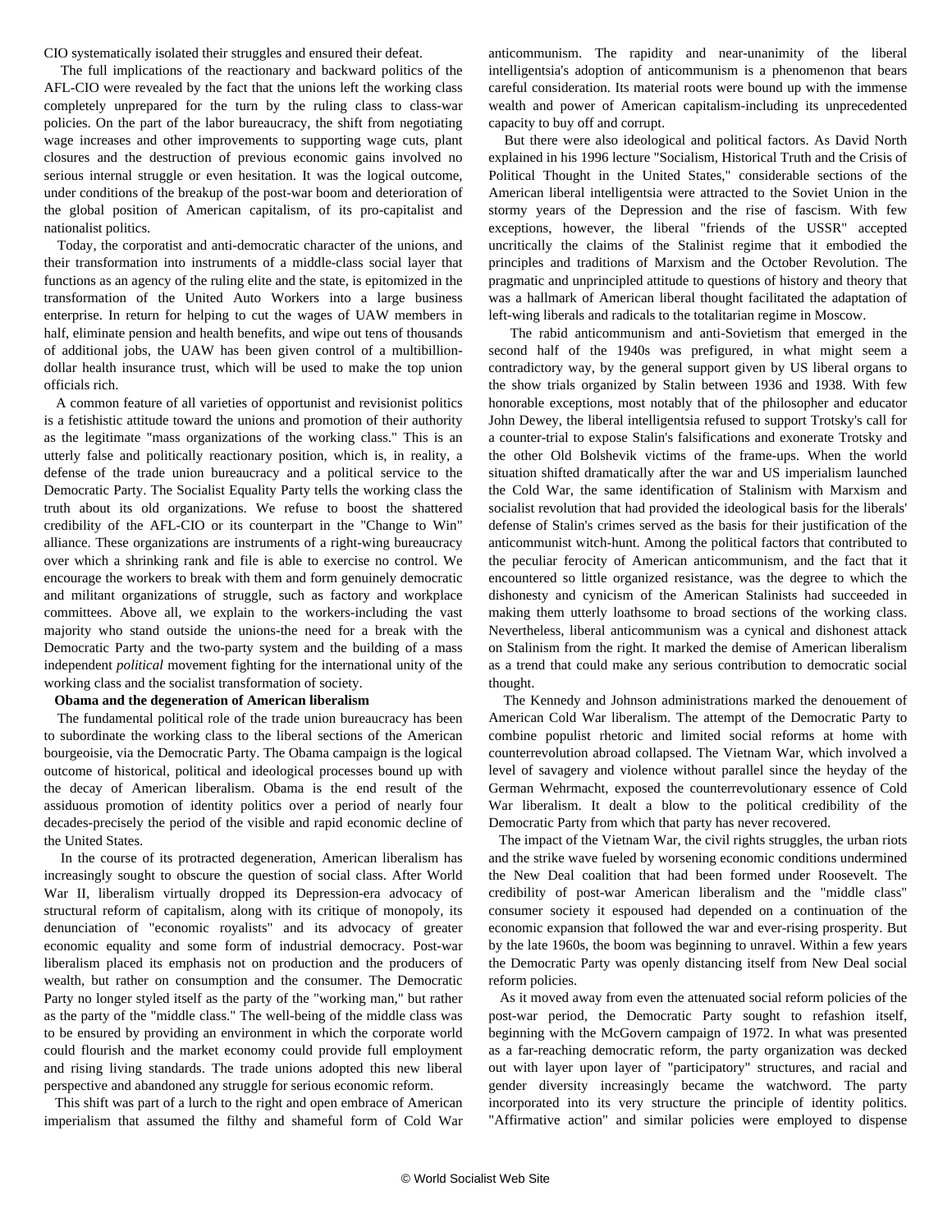CIO systematically isolated their struggles and ensured their defeat.

The full implications of the reactionary and backward politics of the AFL-CIO were revealed by the fact that the unions left the working class completely unprepared for the turn by the ruling class to class-war policies. On the part of the labor bureaucracy, the shift from negotiating wage increases and other improvements to supporting wage cuts, plant closures and the destruction of previous economic gains involved no serious internal struggle or even hesitation. It was the logical outcome, under conditions of the breakup of the post-war boom and deterioration of the global position of American capitalism, of its pro-capitalist and nationalist politics.

Today, the corporatist and anti-democratic character of the unions, and their transformation into instruments of a middle-class social layer that functions as an agency of the ruling elite and the state, is epitomized in the transformation of the United Auto Workers into a large business enterprise. In return for helping to cut the wages of UAW members in half, eliminate pension and health benefits, and wipe out tens of thousands of additional jobs, the UAW has been given control of a multibillion-dollar health insurance trust, which will be used to make the top union officials rich.

A common feature of all varieties of opportunist and revisionist politics is a fetishistic attitude toward the unions and promotion of their authority as the legitimate "mass organizations of the working class." This is an utterly false and politically reactionary position, which is, in reality, a defense of the trade union bureaucracy and a political service to the Democratic Party. The Socialist Equality Party tells the working class the truth about its old organizations. We refuse to boost the shattered credibility of the AFL-CIO or its counterpart in the "Change to Win" alliance. These organizations are instruments of a right-wing bureaucracy over which a shrinking rank and file is able to exercise no control. We encourage the workers to break with them and form genuinely democratic and militant organizations of struggle, such as factory and workplace committees. Above all, we explain to the workers-including the vast majority who stand outside the unions-the need for a break with the Democratic Party and the two-party system and the building of a mass independent *political* movement fighting for the international unity of the working class and the socialist transformation of society.

**Obama and the degeneration of American liberalism**

The fundamental political role of the trade union bureaucracy has been to subordinate the working class to the liberal sections of the American bourgeoisie, via the Democratic Party. The Obama campaign is the logical outcome of historical, political and ideological processes bound up with the decay of American liberalism. Obama is the end result of the assiduous promotion of identity politics over a period of nearly four decades-precisely the period of the visible and rapid economic decline of the United States.

In the course of its protracted degeneration, American liberalism has increasingly sought to obscure the question of social class. After World War II, liberalism virtually dropped its Depression-era advocacy of structural reform of capitalism, along with its critique of monopoly, its denunciation of "economic royalists" and its advocacy of greater economic equality and some form of industrial democracy. Post-war liberalism placed its emphasis not on production and the producers of wealth, but rather on consumption and the consumer. The Democratic Party no longer styled itself as the party of the "working man," but rather as the party of the "middle class." The well-being of the middle class was to be ensured by providing an environment in which the corporate world could flourish and the market economy could provide full employment and rising living standards. The trade unions adopted this new liberal perspective and abandoned any struggle for serious economic reform.

This shift was part of a lurch to the right and open embrace of American imperialism that assumed the filthy and shameful form of Cold War anticommunism. The rapidity and near-unanimity of the liberal intelligentsia's adoption of anticommunism is a phenomenon that bears careful consideration. Its material roots were bound up with the immense wealth and power of American capitalism-including its unprecedented capacity to buy off and corrupt.

But there were also ideological and political factors. As David North explained in his 1996 lecture "Socialism, Historical Truth and the Crisis of Political Thought in the United States," considerable sections of the American liberal intelligentsia were attracted to the Soviet Union in the stormy years of the Depression and the rise of fascism. With few exceptions, however, the liberal "friends of the USSR" accepted uncritically the claims of the Stalinist regime that it embodied the principles and traditions of Marxism and the October Revolution. The pragmatic and unprincipled attitude to questions of history and theory that was a hallmark of American liberal thought facilitated the adaptation of left-wing liberals and radicals to the totalitarian regime in Moscow.

The rabid anticommunism and anti-Sovietism that emerged in the second half of the 1940s was prefigured, in what might seem a contradictory way, by the general support given by US liberal organs to the show trials organized by Stalin between 1936 and 1938. With few honorable exceptions, most notably that of the philosopher and educator John Dewey, the liberal intelligentsia refused to support Trotsky's call for a counter-trial to expose Stalin's falsifications and exonerate Trotsky and the other Old Bolshevik victims of the frame-ups. When the world situation shifted dramatically after the war and US imperialism launched the Cold War, the same identification of Stalinism with Marxism and socialist revolution that had provided the ideological basis for the liberals' defense of Stalin's crimes served as the basis for their justification of the anticommunist witch-hunt. Among the political factors that contributed to the peculiar ferocity of American anticommunism, and the fact that it encountered so little organized resistance, was the degree to which the dishonesty and cynicism of the American Stalinists had succeeded in making them utterly loathsome to broad sections of the working class. Nevertheless, liberal anticommunism was a cynical and dishonest attack on Stalinism from the right. It marked the demise of American liberalism as a trend that could make any serious contribution to democratic social thought.

The Kennedy and Johnson administrations marked the denouement of American Cold War liberalism. The attempt of the Democratic Party to combine populist rhetoric and limited social reforms at home with counterrevolution abroad collapsed. The Vietnam War, which involved a level of savagery and violence without parallel since the heyday of the German Wehrmacht, exposed the counterrevolutionary essence of Cold War liberalism. It dealt a blow to the political credibility of the Democratic Party from which that party has never recovered.

The impact of the Vietnam War, the civil rights struggles, the urban riots and the strike wave fueled by worsening economic conditions undermined the New Deal coalition that had been formed under Roosevelt. The credibility of post-war American liberalism and the "middle class" consumer society it espoused had depended on a continuation of the economic expansion that followed the war and ever-rising prosperity. But by the late 1960s, the boom was beginning to unravel. Within a few years the Democratic Party was openly distancing itself from New Deal social reform policies.

As it moved away from even the attenuated social reform policies of the post-war period, the Democratic Party sought to refashion itself, beginning with the McGovern campaign of 1972. In what was presented as a far-reaching democratic reform, the party organization was decked out with layer upon layer of "participatory" structures, and racial and gender diversity increasingly became the watchword. The party incorporated into its very structure the principle of identity politics. "Affirmative action" and similar policies were employed to dispense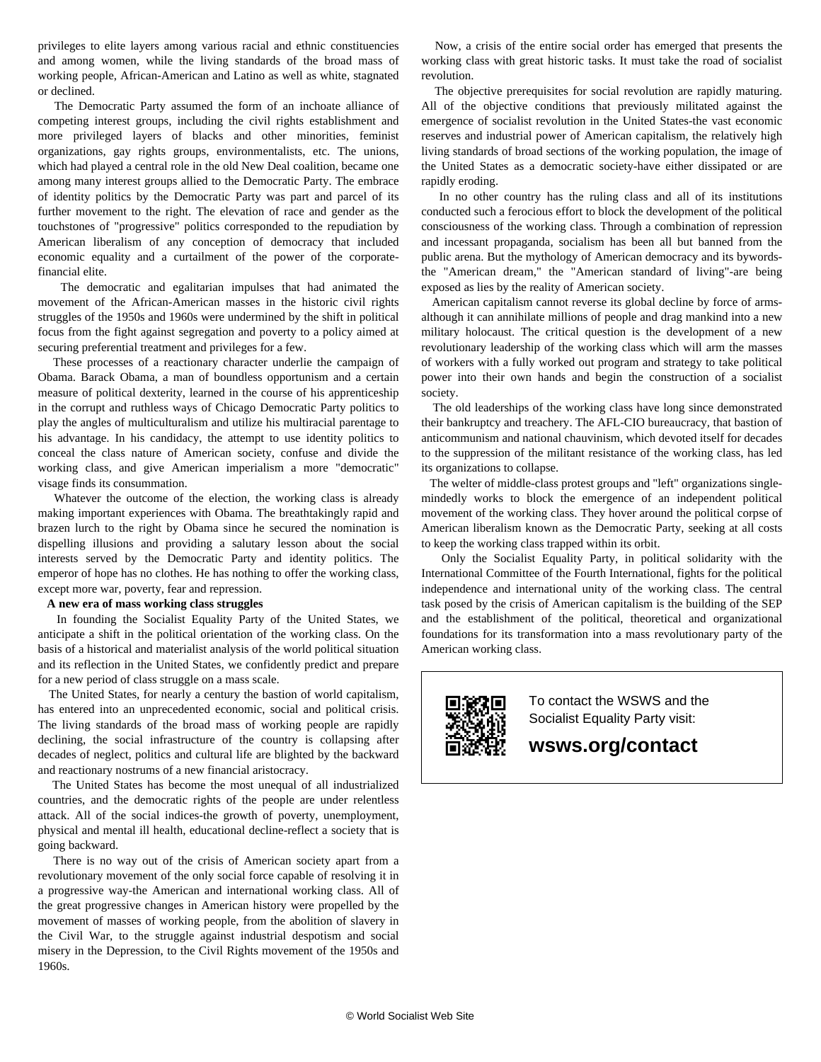privileges to elite layers among various racial and ethnic constituencies and among women, while the living standards of the broad mass of working people, African-American and Latino as well as white, stagnated or declined.

The Democratic Party assumed the form of an inchoate alliance of competing interest groups, including the civil rights establishment and more privileged layers of blacks and other minorities, feminist organizations, gay rights groups, environmentalists, etc. The unions, which had played a central role in the old New Deal coalition, became one among many interest groups allied to the Democratic Party. The embrace of identity politics by the Democratic Party was part and parcel of its further movement to the right. The elevation of race and gender as the touchstones of "progressive" politics corresponded to the repudiation by American liberalism of any conception of democracy that included economic equality and a curtailment of the power of the corporate-financial elite.

The democratic and egalitarian impulses that had animated the movement of the African-American masses in the historic civil rights struggles of the 1950s and 1960s were undermined by the shift in political focus from the fight against segregation and poverty to a policy aimed at securing preferential treatment and privileges for a few.

These processes of a reactionary character underlie the campaign of Obama. Barack Obama, a man of boundless opportunism and a certain measure of political dexterity, learned in the course of his apprenticeship in the corrupt and ruthless ways of Chicago Democratic Party politics to play the angles of multiculturalism and utilize his multiracial parentage to his advantage. In his candidacy, the attempt to use identity politics to conceal the class nature of American society, confuse and divide the working class, and give American imperialism a more "democratic" visage finds its consummation.

Whatever the outcome of the election, the working class is already making important experiences with Obama. The breathtakingly rapid and brazen lurch to the right by Obama since he secured the nomination is dispelling illusions and providing a salutary lesson about the social interests served by the Democratic Party and identity politics. The emperor of hope has no clothes. He has nothing to offer the working class, except more war, poverty, fear and repression.

**A new era of mass working class struggles**

In founding the Socialist Equality Party of the United States, we anticipate a shift in the political orientation of the working class. On the basis of a historical and materialist analysis of the world political situation and its reflection in the United States, we confidently predict and prepare for a new period of class struggle on a mass scale.

The United States, for nearly a century the bastion of world capitalism, has entered into an unprecedented economic, social and political crisis. The living standards of the broad mass of working people are rapidly declining, the social infrastructure of the country is collapsing after decades of neglect, politics and cultural life are blighted by the backward and reactionary nostrums of a new financial aristocracy.

The United States has become the most unequal of all industrialized countries, and the democratic rights of the people are under relentless attack. All of the social indices-the growth of poverty, unemployment, physical and mental ill health, educational decline-reflect a society that is going backward.

There is no way out of the crisis of American society apart from a revolutionary movement of the only social force capable of resolving it in a progressive way-the American and international working class. All of the great progressive changes in American history were propelled by the movement of masses of working people, from the abolition of slavery in the Civil War, to the struggle against industrial despotism and social misery in the Depression, to the Civil Rights movement of the 1950s and 1960s.

Now, a crisis of the entire social order has emerged that presents the working class with great historic tasks. It must take the road of socialist revolution.

The objective prerequisites for social revolution are rapidly maturing. All of the objective conditions that previously militated against the emergence of socialist revolution in the United States-the vast economic reserves and industrial power of American capitalism, the relatively high living standards of broad sections of the working population, the image of the United States as a democratic society-have either dissipated or are rapidly eroding.

In no other country has the ruling class and all of its institutions conducted such a ferocious effort to block the development of the political consciousness of the working class. Through a combination of repression and incessant propaganda, socialism has been all but banned from the public arena. But the mythology of American democracy and its bywords-the "American dream," the "American standard of living"-are being exposed as lies by the reality of American society.

American capitalism cannot reverse its global decline by force of arms-although it can annihilate millions of people and drag mankind into a new military holocaust. The critical question is the development of a new revolutionary leadership of the working class which will arm the masses of workers with a fully worked out program and strategy to take political power into their own hands and begin the construction of a socialist society.

The old leaderships of the working class have long since demonstrated their bankruptcy and treachery. The AFL-CIO bureaucracy, that bastion of anticommunism and national chauvinism, which devoted itself for decades to the suppression of the militant resistance of the working class, has led its organizations to collapse.

The welter of middle-class protest groups and "left" organizations single-mindedly works to block the emergence of an independent political movement of the working class. They hover around the political corpse of American liberalism known as the Democratic Party, seeking at all costs to keep the working class trapped within its orbit.

Only the Socialist Equality Party, in political solidarity with the International Committee of the Fourth International, fights for the political independence and international unity of the working class. The central task posed by the crisis of American capitalism is the building of the SEP and the establishment of the political, theoretical and organizational foundations for its transformation into a mass revolutionary party of the American working class.

To contact the WSWS and the Socialist Equality Party visit:

**wsws.org/contact**